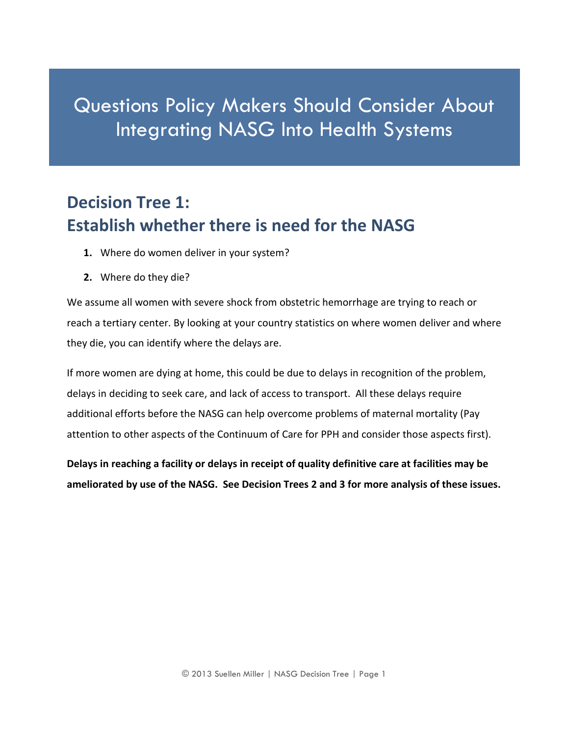# Questions Policy Makers Should Consider About Integrating NASG Into Health Systems

## Decision Tree 1:
## Establish whether there is need for the NASG

1. Where do women deliver in your system?
2. Where do they die?

We assume all women with severe shock from obstetric hemorrhage are trying to reach or reach a tertiary center. By looking at your country statistics on where women deliver and where they die, you can identify where the delays are.

If more women are dying at home, this could be due to delays in recognition of the problem, delays in deciding to seek care, and lack of access to transport. All these delays require additional efforts before the NASG can help overcome problems of maternal mortality (Pay attention to other aspects of the Continuum of Care for PPH and consider those aspects first).

**Delays in reaching a facility or delays in receipt of quality definitive care at facilities may be ameliorated by use of the NASG. See Decision Trees 2 and 3 for more analysis of these issues.**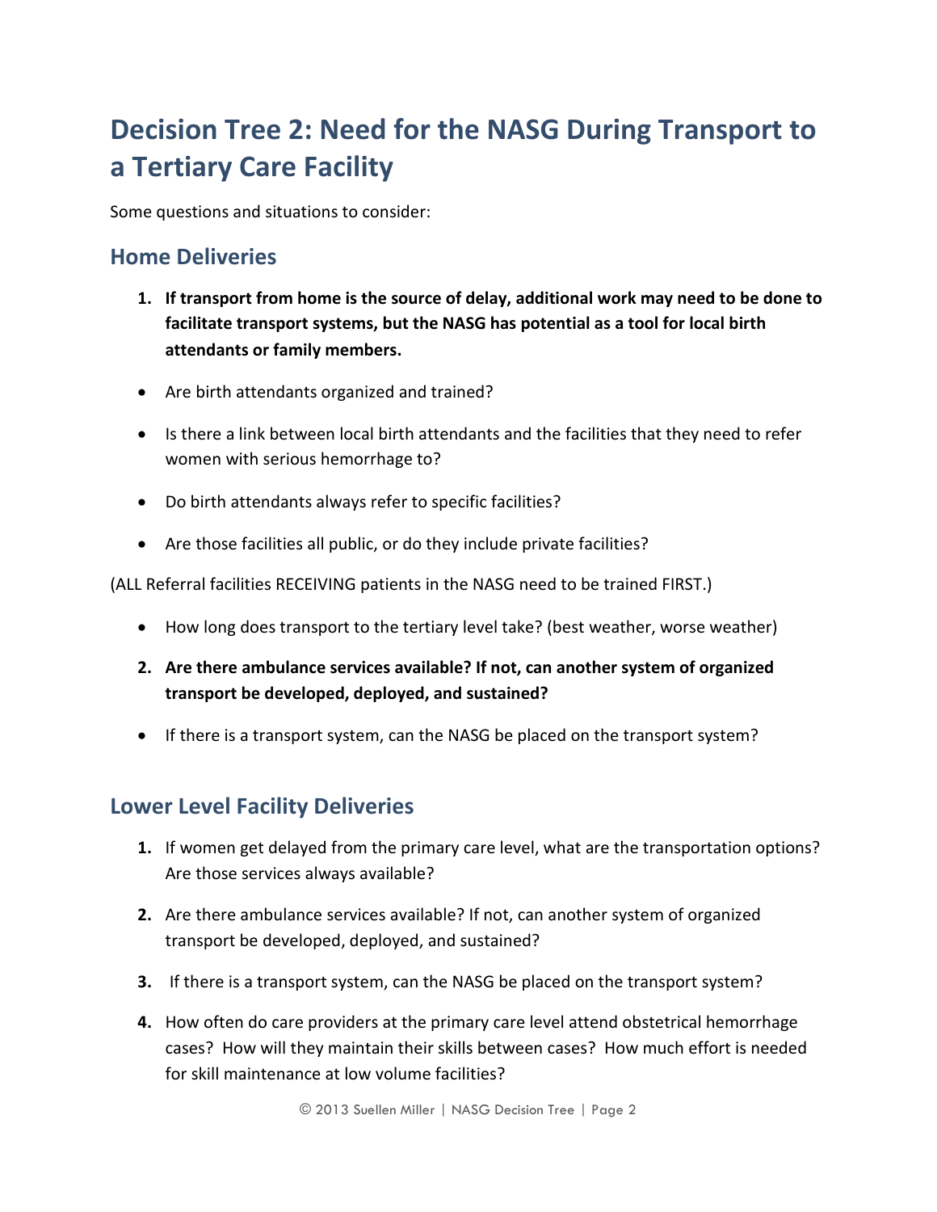# Decision Tree 2: Need for the NASG During Transport to a Tertiary Care Facility

Some questions and situations to consider:

## Home Deliveries

1. **If transport from home is the source of delay, additional work may need to be done to facilitate transport systems, but the NASG has potential as a tool for local birth attendants or family members.**

- Are birth attendants organized and trained?
- Is there a link between local birth attendants and the facilities that they need to refer women with serious hemorrhage to?
- Do birth attendants always refer to specific facilities?
- Are those facilities all public, or do they include private facilities?

(ALL Referral facilities RECEIVING patients in the NASG need to be trained FIRST.)

- How long does transport to the tertiary level take? (best weather, worse weather)

2. **Are there ambulance services available? If not, can another system of organized transport be developed, deployed, and sustained?**

- If there is a transport system, can the NASG be placed on the transport system?

## Lower Level Facility Deliveries

1. If women get delayed from the primary care level, what are the transportation options? Are those services always available?
2. Are there ambulance services available? If not, can another system of organized transport be developed, deployed, and sustained?
3. If there is a transport system, can the NASG be placed on the transport system?
4. How often do care providers at the primary care level attend obstetrical hemorrhage cases? How will they maintain their skills between cases? How much effort is needed for skill maintenance at low volume facilities?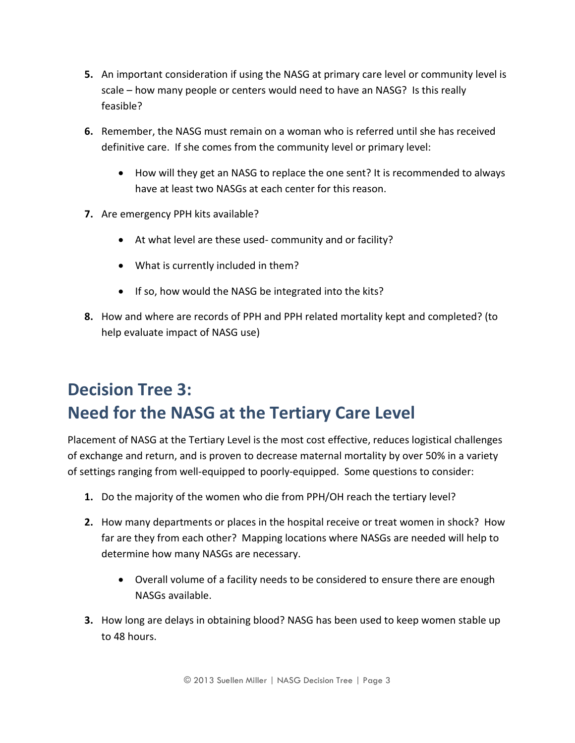5. An important consideration if using the NASG at primary care level or community level is scale – how many people or centers would need to have an NASG? Is this really feasible?

6. Remember, the NASG must remain on a woman who is referred until she has received definitive care. If she comes from the community level or primary level:

    - How will they get an NASG to replace the one sent? It is recommended to always have at least two NASGs at each center for this reason.

7. Are emergency PPH kits available?

    - At what level are these used- community and or facility?
    - What is currently included in them?
    - If so, how would the NASG be integrated into the kits?

8. How and where are records of PPH and PPH related mortality kept and completed? (to help evaluate impact of NASG use)

## Decision Tree 3: Need for the NASG at the Tertiary Care Level

Placement of NASG at the Tertiary Level is the most cost effective, reduces logistical challenges of exchange and return, and is proven to decrease maternal mortality by over 50% in a variety of settings ranging from well-equipped to poorly-equipped. Some questions to consider:

1. Do the majority of the women who die from PPH/OH reach the tertiary level?

2. How many departments or places in the hospital receive or treat women in shock? How far are they from each other? Mapping locations where NASGs are needed will help to determine how many NASGs are necessary.

    - Overall volume of a facility needs to be considered to ensure there are enough NASGs available.

3. How long are delays in obtaining blood? NASG has been used to keep women stable up to 48 hours.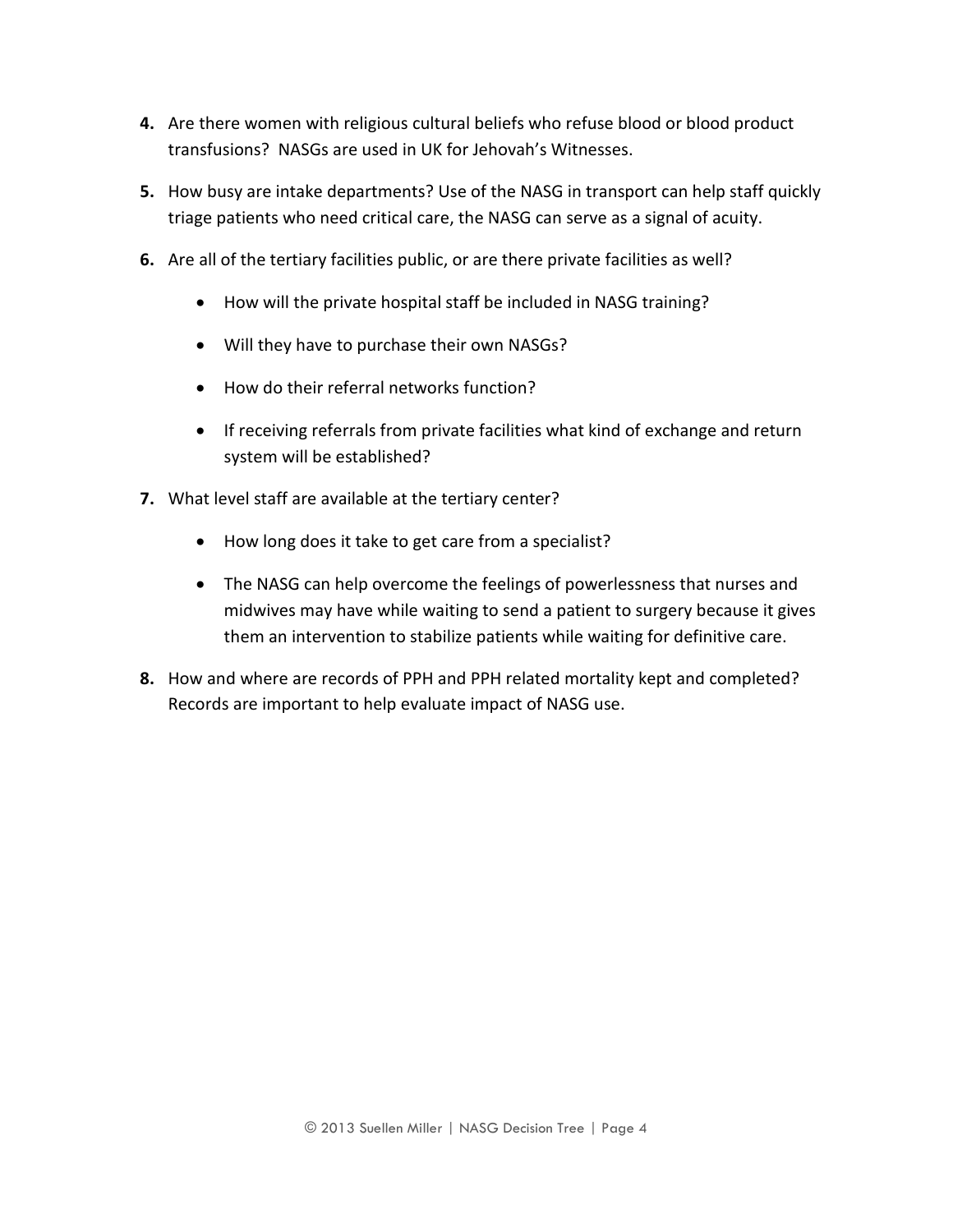4. Are there women with religious cultural beliefs who refuse blood or blood product transfusions? NASGs are used in UK for Jehovah's Witnesses.

5. How busy are intake departments? Use of the NASG in transport can help staff quickly triage patients who need critical care, the NASG can serve as a signal of acuity.

6. Are all of the tertiary facilities public, or are there private facilities as well?

   - How will the private hospital staff be included in NASG training?
   - Will they have to purchase their own NASGs?
   - How do their referral networks function?
   - If receiving referrals from private facilities what kind of exchange and return system will be established?

7. What level staff are available at the tertiary center?

   - How long does it take to get care from a specialist?
   - The NASG can help overcome the feelings of powerlessness that nurses and midwives may have while waiting to send a patient to surgery because it gives them an intervention to stabilize patients while waiting for definitive care.

8. How and where are records of PPH and PPH related mortality kept and completed? Records are important to help evaluate impact of NASG use.